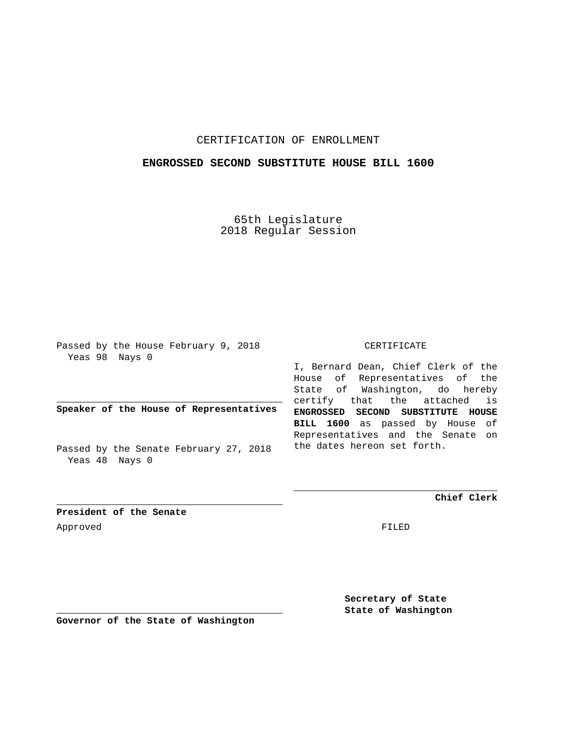CERTIFICATION OF ENROLLMENT

**ENGROSSED SECOND SUBSTITUTE HOUSE BILL 1600**

65th Legislature
2018 Regular Session

Passed by the House February 9, 2018
Yeas 98 Nays 0

**Speaker of the House of Representatives**

Passed by the Senate February 27, 2018
Yeas 48 Nays 0

**President of the Senate**

Approved

**Governor of the State of Washington**

CERTIFICATE

I, Bernard Dean, Chief Clerk of the House of Representatives of the State of Washington, do hereby certify that the attached is **ENGROSSED SECOND SUBSTITUTE HOUSE BILL 1600** as passed by House of Representatives and the Senate on the dates hereon set forth.

**Chief Clerk**

FILED

**Secretary of State**
**State of Washington**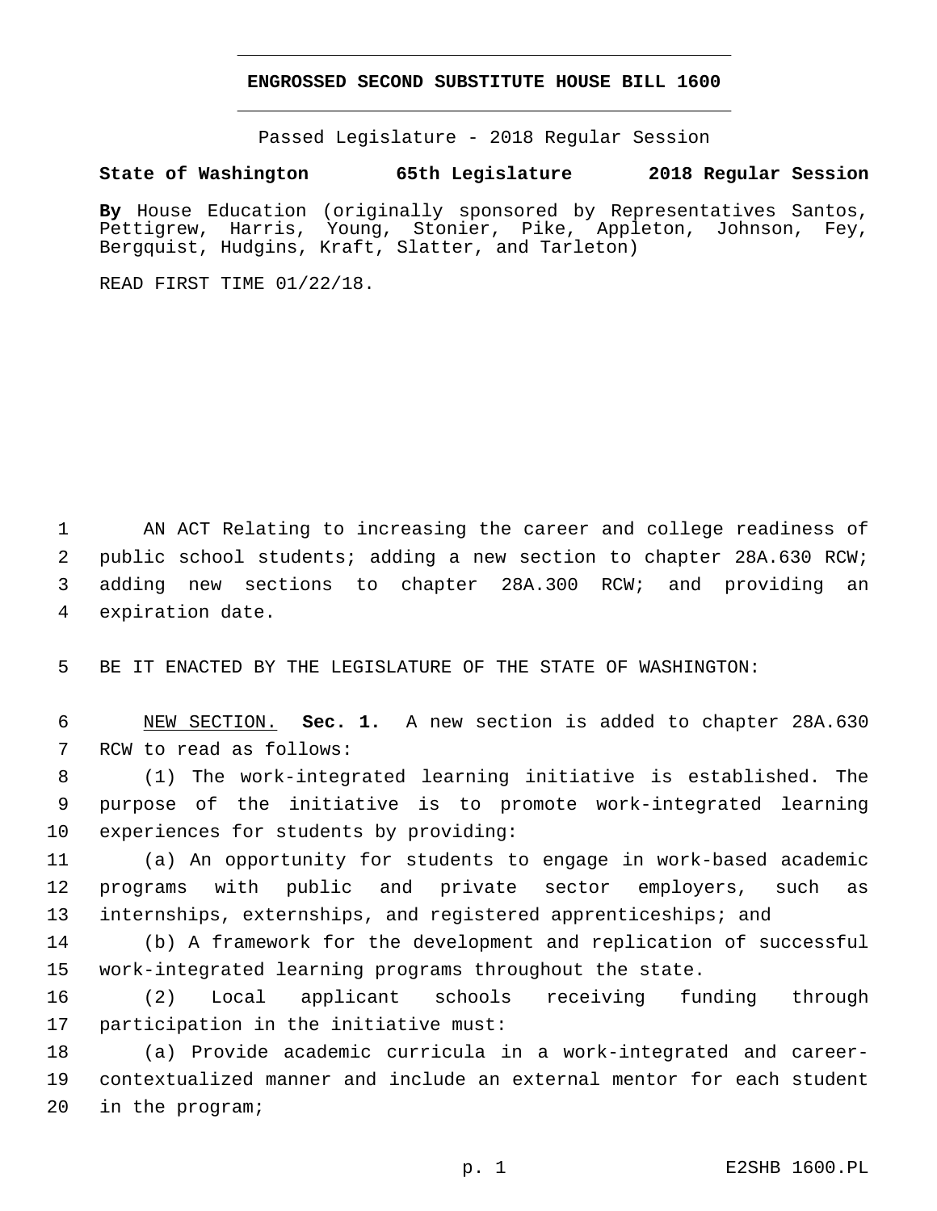# ENGROSSED SECOND SUBSTITUTE HOUSE BILL 1600

Passed Legislature - 2018 Regular Session

**State of Washington 65th Legislature 2018 Regular Session**

**By** House Education (originally sponsored by Representatives Santos, Pettigrew, Harris, Young, Stonier, Pike, Appleton, Johnson, Fey, Bergquist, Hudgins, Kraft, Slatter, and Tarleton)

READ FIRST TIME 01/22/18.

AN ACT Relating to increasing the career and college readiness of public school students; adding a new section to chapter 28A.630 RCW; adding new sections to chapter 28A.300 RCW; and providing an expiration date.

BE IT ENACTED BY THE LEGISLATURE OF THE STATE OF WASHINGTON:

NEW SECTION. **Sec. 1.** A new section is added to chapter 28A.630 RCW to read as follows:

(1) The work-integrated learning initiative is established. The purpose of the initiative is to promote work-integrated learning experiences for students by providing:

(a) An opportunity for students to engage in work-based academic programs with public and private sector employers, such as internships, externships, and registered apprenticeships; and

(b) A framework for the development and replication of successful work-integrated learning programs throughout the state.

(2) Local applicant schools receiving funding through participation in the initiative must:

(a) Provide academic curricula in a work-integrated and career-contextualized manner and include an external mentor for each student in the program;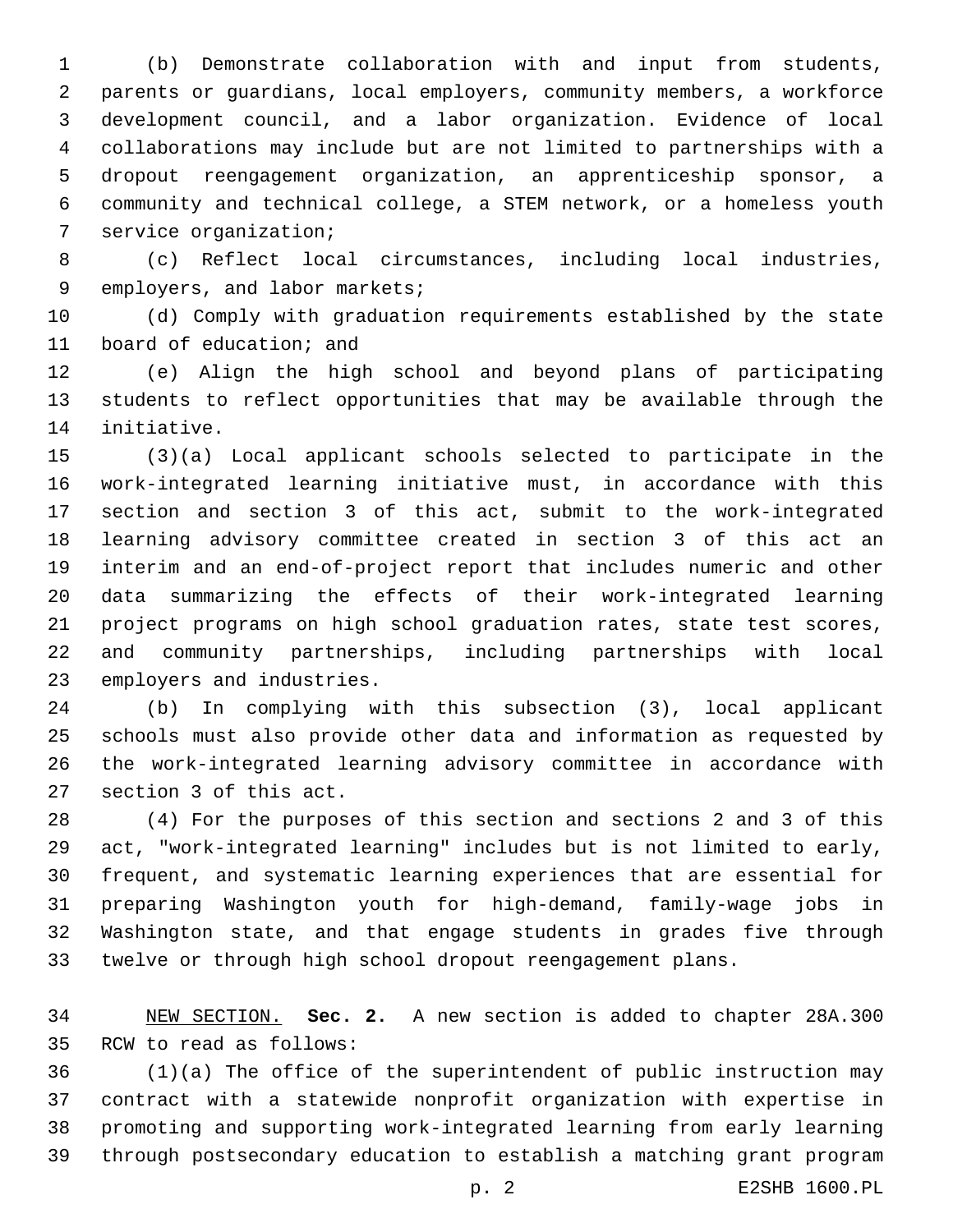(b) Demonstrate collaboration with and input from students, parents or guardians, local employers, community members, a workforce development council, and a labor organization. Evidence of local collaborations may include but are not limited to partnerships with a dropout reengagement organization, an apprenticeship sponsor, a community and technical college, a STEM network, or a homeless youth service organization;

(c) Reflect local circumstances, including local industries, employers, and labor markets;

(d) Comply with graduation requirements established by the state board of education; and

(e) Align the high school and beyond plans of participating students to reflect opportunities that may be available through the initiative.

(3)(a) Local applicant schools selected to participate in the work-integrated learning initiative must, in accordance with this section and section 3 of this act, submit to the work-integrated learning advisory committee created in section 3 of this act an interim and an end-of-project report that includes numeric and other data summarizing the effects of their work-integrated learning project programs on high school graduation rates, state test scores, and community partnerships, including partnerships with local employers and industries.

(b) In complying with this subsection (3), local applicant schools must also provide other data and information as requested by the work-integrated learning advisory committee in accordance with section 3 of this act.

(4) For the purposes of this section and sections 2 and 3 of this act, "work-integrated learning" includes but is not limited to early, frequent, and systematic learning experiences that are essential for preparing Washington youth for high-demand, family-wage jobs in Washington state, and that engage students in grades five through twelve or through high school dropout reengagement plans.

NEW SECTION. **Sec. 2.** A new section is added to chapter 28A.300 RCW to read as follows:

(1)(a) The office of the superintendent of public instruction may contract with a statewide nonprofit organization with expertise in promoting and supporting work-integrated learning from early learning through postsecondary education to establish a matching grant program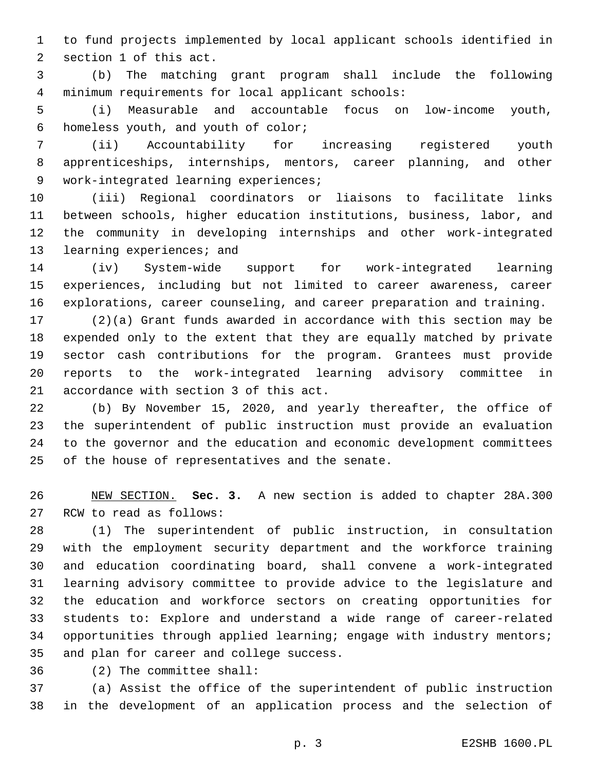to fund projects implemented by local applicant schools identified in section 1 of this act.

(b) The matching grant program shall include the following minimum requirements for local applicant schools:

(i) Measurable and accountable focus on low-income youth, homeless youth, and youth of color;

(ii) Accountability for increasing registered youth apprenticeships, internships, mentors, career planning, and other work-integrated learning experiences;

(iii) Regional coordinators or liaisons to facilitate links between schools, higher education institutions, business, labor, and the community in developing internships and other work-integrated learning experiences; and

(iv) System-wide support for work-integrated learning experiences, including but not limited to career awareness, career explorations, career counseling, and career preparation and training.

(2)(a) Grant funds awarded in accordance with this section may be expended only to the extent that they are equally matched by private sector cash contributions for the program. Grantees must provide reports to the work-integrated learning advisory committee in accordance with section 3 of this act.

(b) By November 15, 2020, and yearly thereafter, the office of the superintendent of public instruction must provide an evaluation to the governor and the education and economic development committees of the house of representatives and the senate.

NEW SECTION. **Sec. 3.** A new section is added to chapter 28A.300 RCW to read as follows:

(1) The superintendent of public instruction, in consultation with the employment security department and the workforce training and education coordinating board, shall convene a work-integrated learning advisory committee to provide advice to the legislature and the education and workforce sectors on creating opportunities for students to: Explore and understand a wide range of career-related opportunities through applied learning; engage with industry mentors; and plan for career and college success.

(2) The committee shall:

(a) Assist the office of the superintendent of public instruction in the development of an application process and the selection of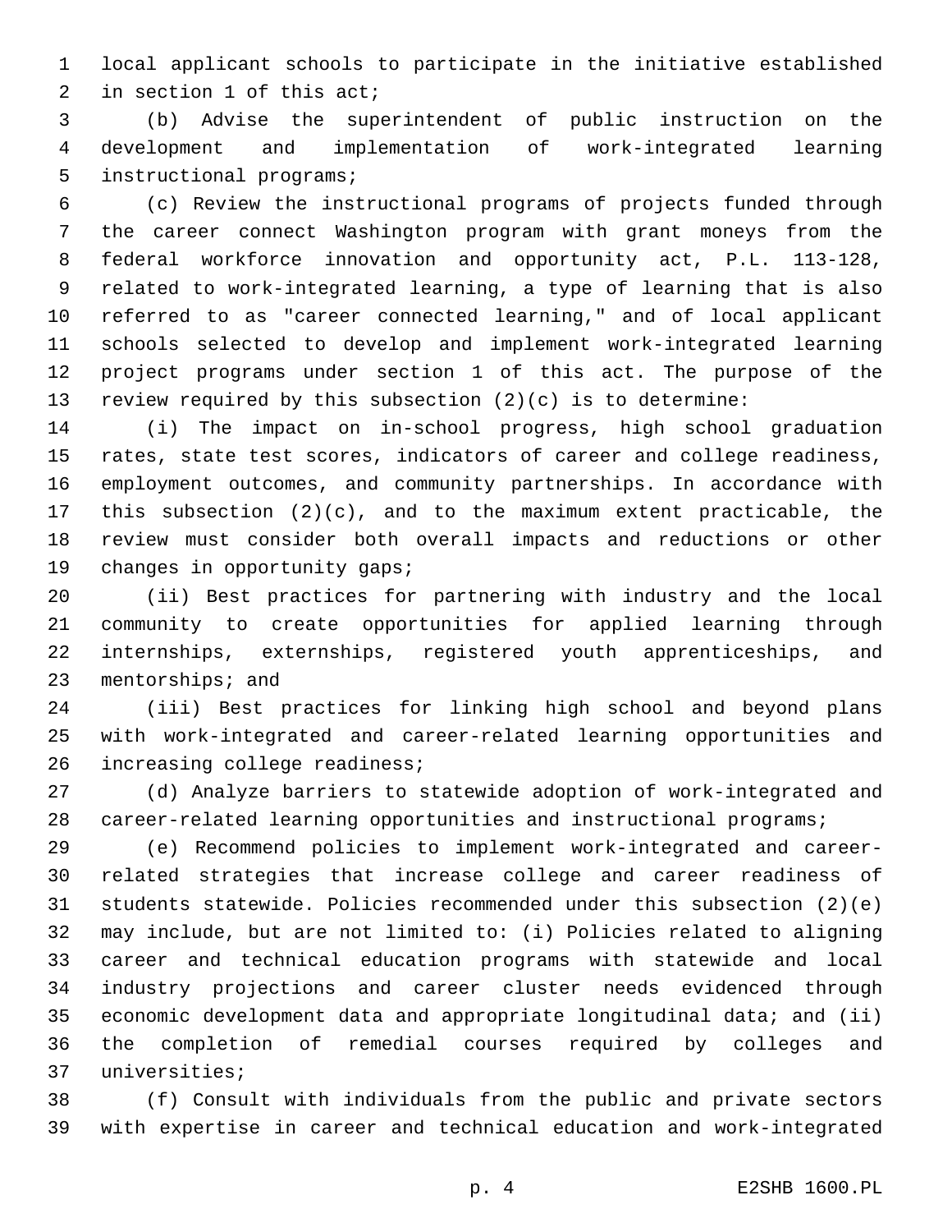local applicant schools to participate in the initiative established in section 1 of this act;

(b) Advise the superintendent of public instruction on the development and implementation of work-integrated learning instructional programs;

(c) Review the instructional programs of projects funded through the career connect Washington program with grant moneys from the federal workforce innovation and opportunity act, P.L. 113-128, related to work-integrated learning, a type of learning that is also referred to as "career connected learning," and of local applicant schools selected to develop and implement work-integrated learning project programs under section 1 of this act. The purpose of the review required by this subsection (2)(c) is to determine:

(i) The impact on in-school progress, high school graduation rates, state test scores, indicators of career and college readiness, employment outcomes, and community partnerships. In accordance with this subsection (2)(c), and to the maximum extent practicable, the review must consider both overall impacts and reductions or other changes in opportunity gaps;

(ii) Best practices for partnering with industry and the local community to create opportunities for applied learning through internships, externships, registered youth apprenticeships, and mentorships; and

(iii) Best practices for linking high school and beyond plans with work-integrated and career-related learning opportunities and increasing college readiness;

(d) Analyze barriers to statewide adoption of work-integrated and career-related learning opportunities and instructional programs;

(e) Recommend policies to implement work-integrated and career-related strategies that increase college and career readiness of students statewide. Policies recommended under this subsection (2)(e) may include, but are not limited to: (i) Policies related to aligning career and technical education programs with statewide and local industry projections and career cluster needs evidenced through economic development data and appropriate longitudinal data; and (ii) the completion of remedial courses required by colleges and universities;

(f) Consult with individuals from the public and private sectors with expertise in career and technical education and work-integrated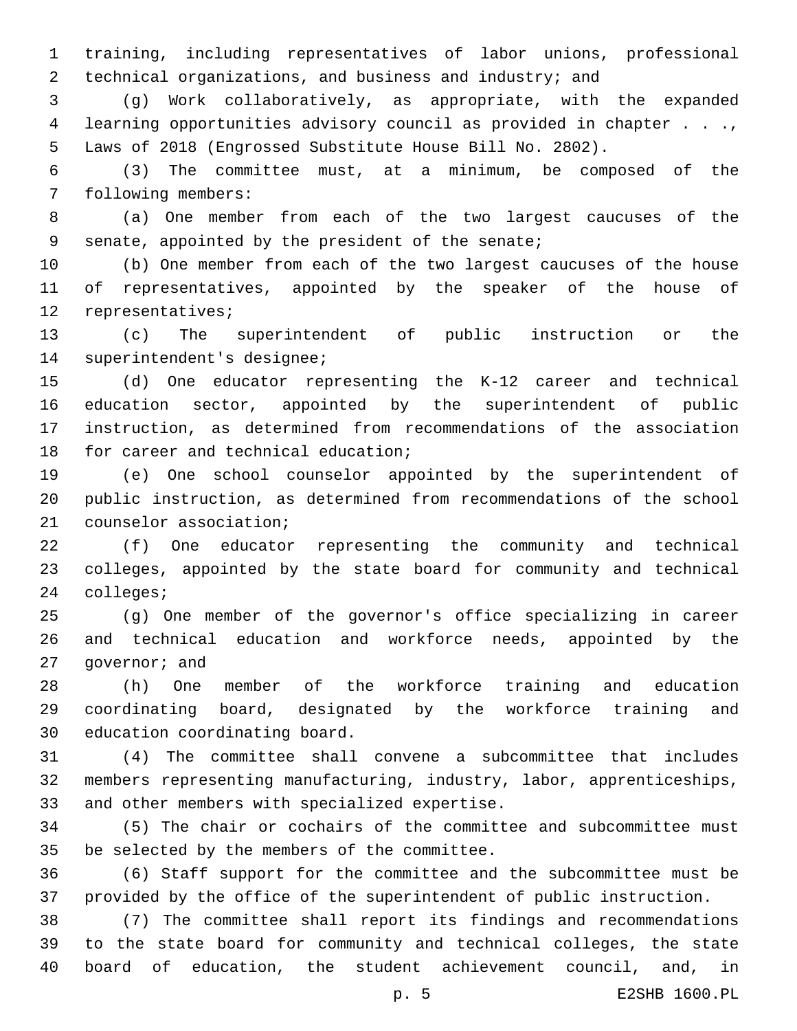training, including representatives of labor unions, professional technical organizations, and business and industry; and

(g) Work collaboratively, as appropriate, with the expanded learning opportunities advisory council as provided in chapter . . ., Laws of 2018 (Engrossed Substitute House Bill No. 2802).

(3) The committee must, at a minimum, be composed of the following members:

(a) One member from each of the two largest caucuses of the senate, appointed by the president of the senate;

(b) One member from each of the two largest caucuses of the house of representatives, appointed by the speaker of the house of representatives;

(c) The superintendent of public instruction or the superintendent's designee;

(d) One educator representing the K-12 career and technical education sector, appointed by the superintendent of public instruction, as determined from recommendations of the association for career and technical education;

(e) One school counselor appointed by the superintendent of public instruction, as determined from recommendations of the school counselor association;

(f) One educator representing the community and technical colleges, appointed by the state board for community and technical colleges;

(g) One member of the governor's office specializing in career and technical education and workforce needs, appointed by the governor; and

(h) One member of the workforce training and education coordinating board, designated by the workforce training and education coordinating board.

(4) The committee shall convene a subcommittee that includes members representing manufacturing, industry, labor, apprenticeships, and other members with specialized expertise.

(5) The chair or cochairs of the committee and subcommittee must be selected by the members of the committee.

(6) Staff support for the committee and the subcommittee must be provided by the office of the superintendent of public instruction.

(7) The committee shall report its findings and recommendations to the state board for community and technical colleges, the state board of education, the student achievement council, and, in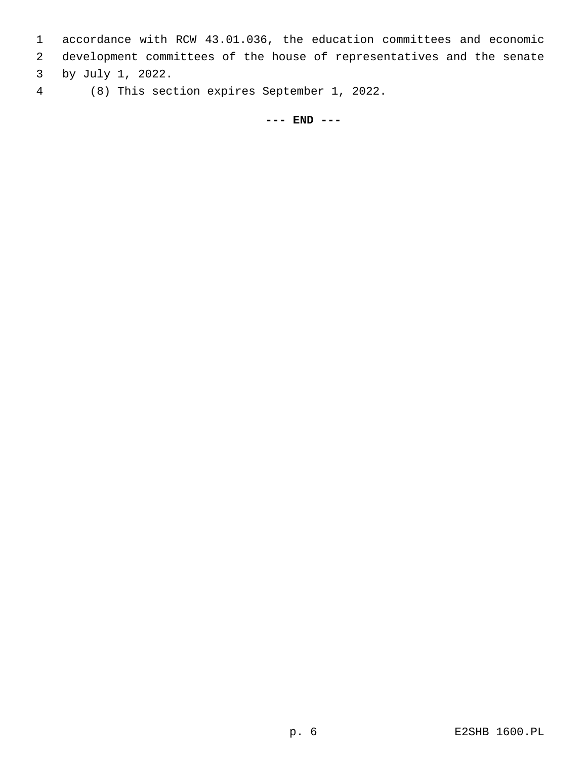accordance with RCW 43.01.036, the education committees and economic development committees of the house of representatives and the senate by July 1, 2022.

(8) This section expires September 1, 2022.

**--- END ---**